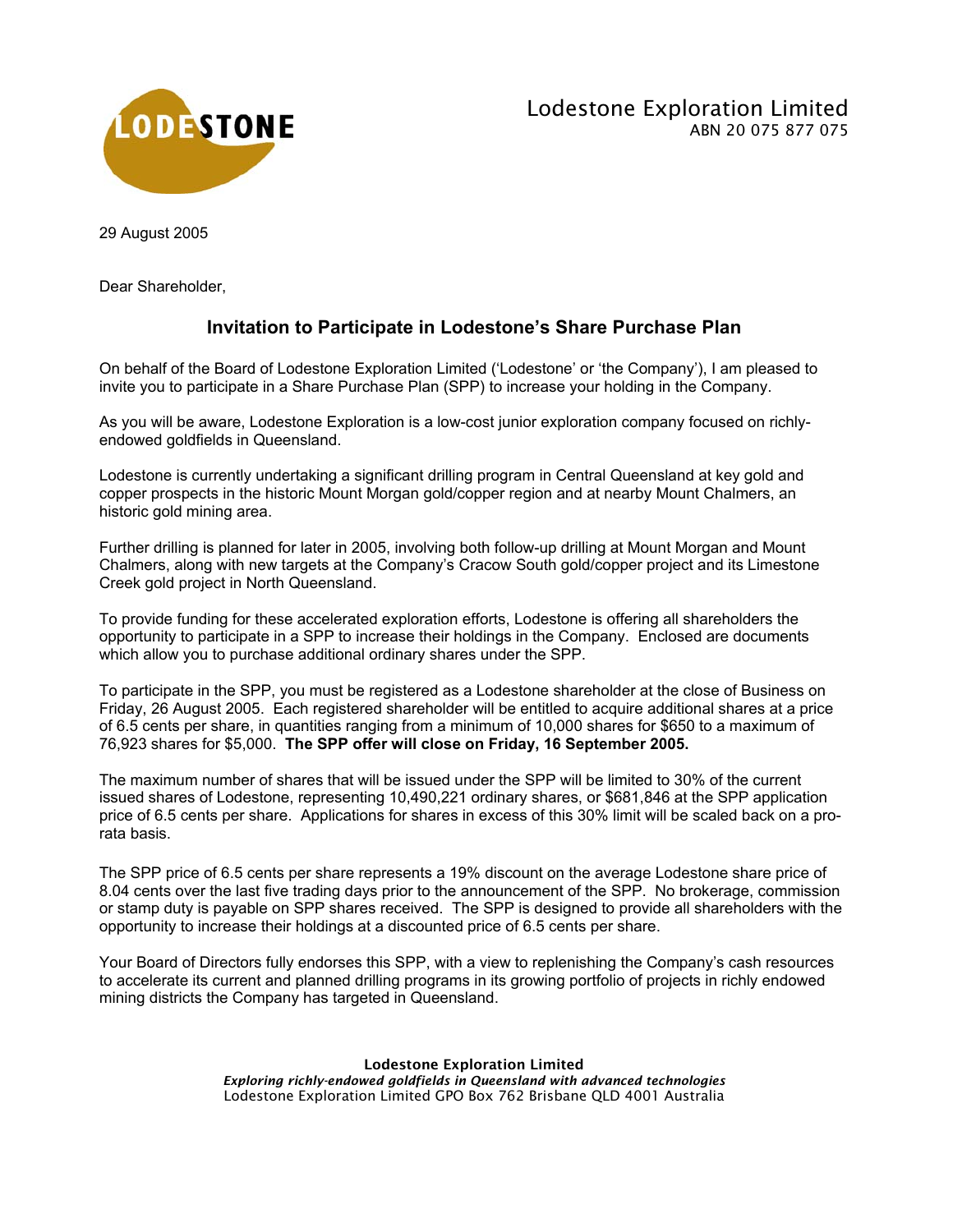Lodestone Exploration Limited
ABN 20 075 877 075

29 August 2005

Dear Shareholder,

## Invitation to Participate in Lodestone's Share Purchase Plan

On behalf of the Board of Lodestone Exploration Limited ('Lodestone' or 'the Company'), I am pleased to invite you to participate in a Share Purchase Plan (SPP) to increase your holding in the Company.

As you will be aware, Lodestone Exploration is a low-cost junior exploration company focused on richly-endowed goldfields in Queensland.

Lodestone is currently undertaking a significant drilling program in Central Queensland at key gold and copper prospects in the historic Mount Morgan gold/copper region and at nearby Mount Chalmers, an historic gold mining area.

Further drilling is planned for later in 2005, involving both follow-up drilling at Mount Morgan and Mount Chalmers, along with new targets at the Company's Cracow South gold/copper project and its Limestone Creek gold project in North Queensland.

To provide funding for these accelerated exploration efforts, Lodestone is offering all shareholders the opportunity to participate in a SPP to increase their holdings in the Company. Enclosed are documents which allow you to purchase additional ordinary shares under the SPP.

To participate in the SPP, you must be registered as a Lodestone shareholder at the close of Business on Friday, 26 August 2005. Each registered shareholder will be entitled to acquire additional shares at a price of 6.5 cents per share, in quantities ranging from a minimum of 10,000 shares for $650 to a maximum of 76,923 shares for $5,000. **The SPP offer will close on Friday, 16 September 2005.**

The maximum number of shares that will be issued under the SPP will be limited to 30% of the current issued shares of Lodestone, representing 10,490,221 ordinary shares, or $681,846 at the SPP application price of 6.5 cents per share. Applications for shares in excess of this 30% limit will be scaled back on a pro-rata basis.

The SPP price of 6.5 cents per share represents a 19% discount on the average Lodestone share price of 8.04 cents over the last five trading days prior to the announcement of the SPP. No brokerage, commission or stamp duty is payable on SPP shares received. The SPP is designed to provide all shareholders with the opportunity to increase their holdings at a discounted price of 6.5 cents per share.

Your Board of Directors fully endorses this SPP, with a view to replenishing the Company's cash resources to accelerate its current and planned drilling programs in its growing portfolio of projects in richly endowed mining districts the Company has targeted in Queensland.

**Lodestone Exploration Limited**
***Exploring richly-endowed goldfields in Queensland with advanced technologies***
Lodestone Exploration Limited GPO Box 762 Brisbane QLD 4001 Australia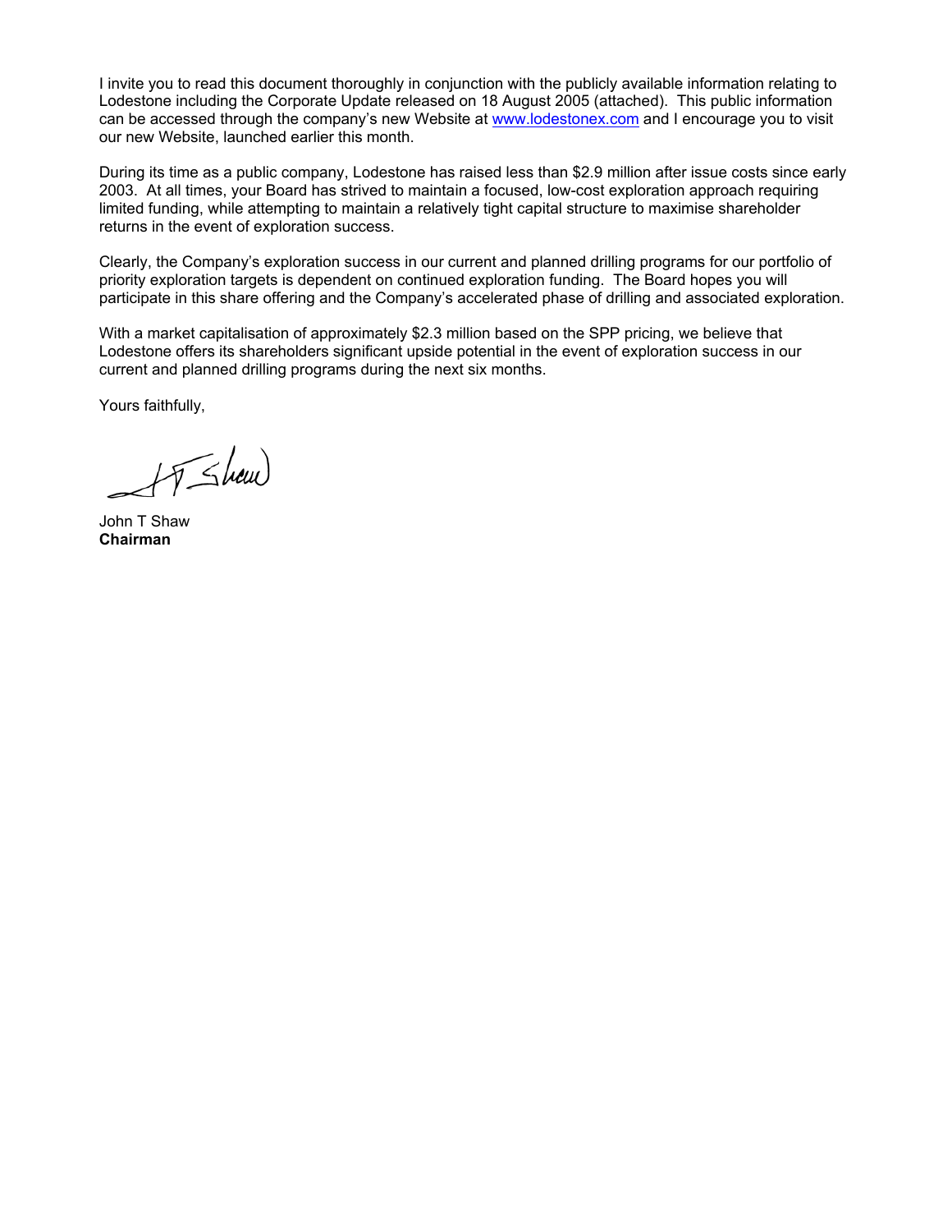I invite you to read this document thoroughly in conjunction with the publicly available information relating to Lodestone including the Corporate Update released on 18 August 2005 (attached). This public information can be accessed through the company's new Website at www.lodestonex.com and I encourage you to visit our new Website, launched earlier this month.

During its time as a public company, Lodestone has raised less than $2.9 million after issue costs since early 2003. At all times, your Board has strived to maintain a focused, low-cost exploration approach requiring limited funding, while attempting to maintain a relatively tight capital structure to maximise shareholder returns in the event of exploration success.

Clearly, the Company's exploration success in our current and planned drilling programs for our portfolio of priority exploration targets is dependent on continued exploration funding. The Board hopes you will participate in this share offering and the Company's accelerated phase of drilling and associated exploration.

With a market capitalisation of approximately $2.3 million based on the SPP pricing, we believe that Lodestone offers its shareholders significant upside potential in the event of exploration success in our current and planned drilling programs during the next six months.

Yours faithfully,

John T Shaw
**Chairman**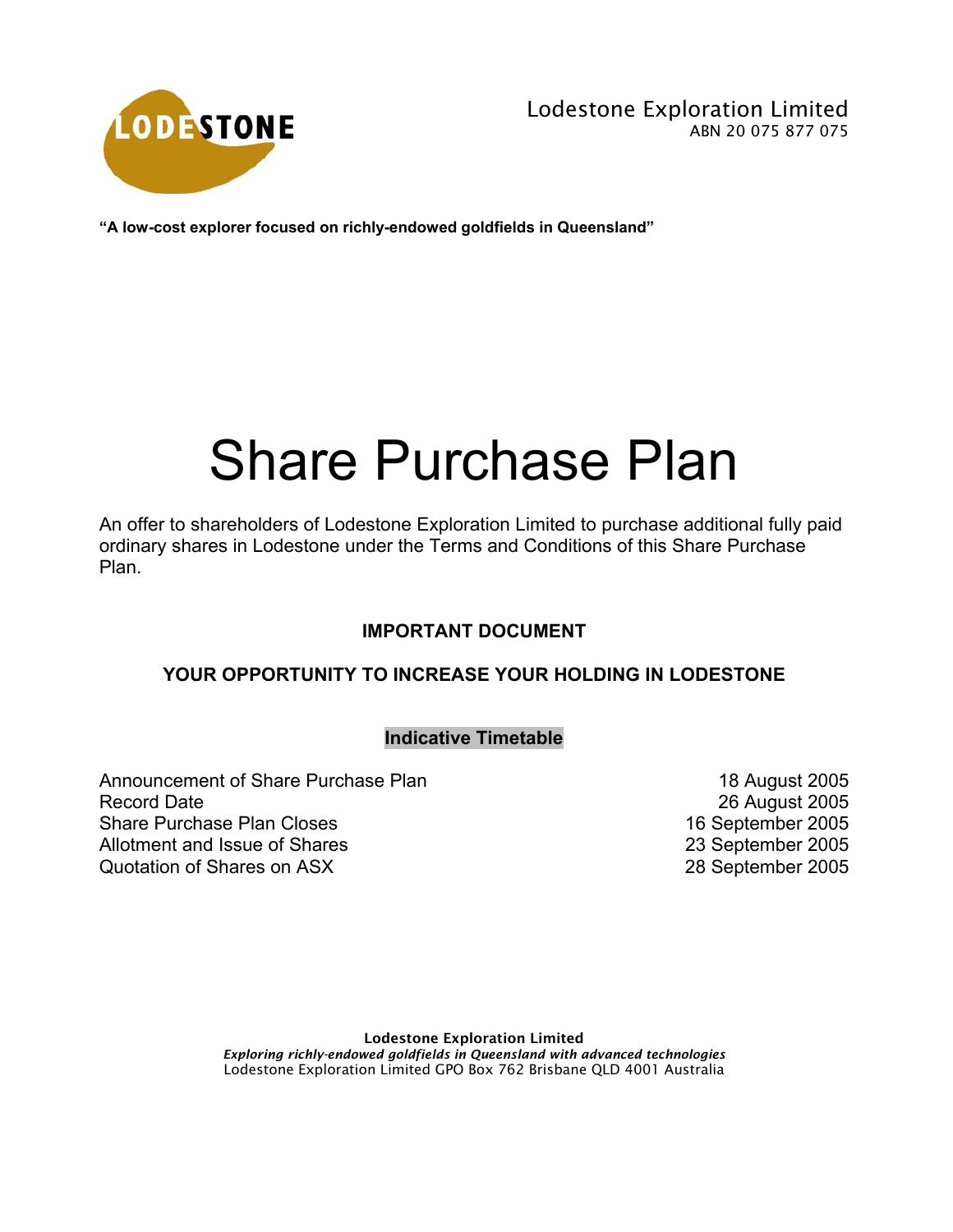LODESTONE

Lodestone Exploration Limited
ABN 20 075 877 075

**“A low-cost explorer focused on richly-endowed goldfields in Queensland”**

# Share Purchase Plan

An offer to shareholders of Lodestone Exploration Limited to purchase additional fully paid ordinary shares in Lodestone under the Terms and Conditions of this Share Purchase Plan.

**IMPORTANT DOCUMENT**

**YOUR OPPORTUNITY TO INCREASE YOUR HOLDING IN LODESTONE**

**Indicative Timetable**

| | |
|---|---|
| Announcement of Share Purchase Plan | 18 August 2005 |
| Record Date | 26 August 2005 |
| Share Purchase Plan Closes | 16 September 2005 |
| Allotment and Issue of Shares | 23 September 2005 |
| Quotation of Shares on ASX | 28 September 2005 |

**Lodestone Exploration Limited**
*Exploring richly-endowed goldfields in Queensland with advanced technologies*
Lodestone Exploration Limited GPO Box 762 Brisbane QLD 4001 Australia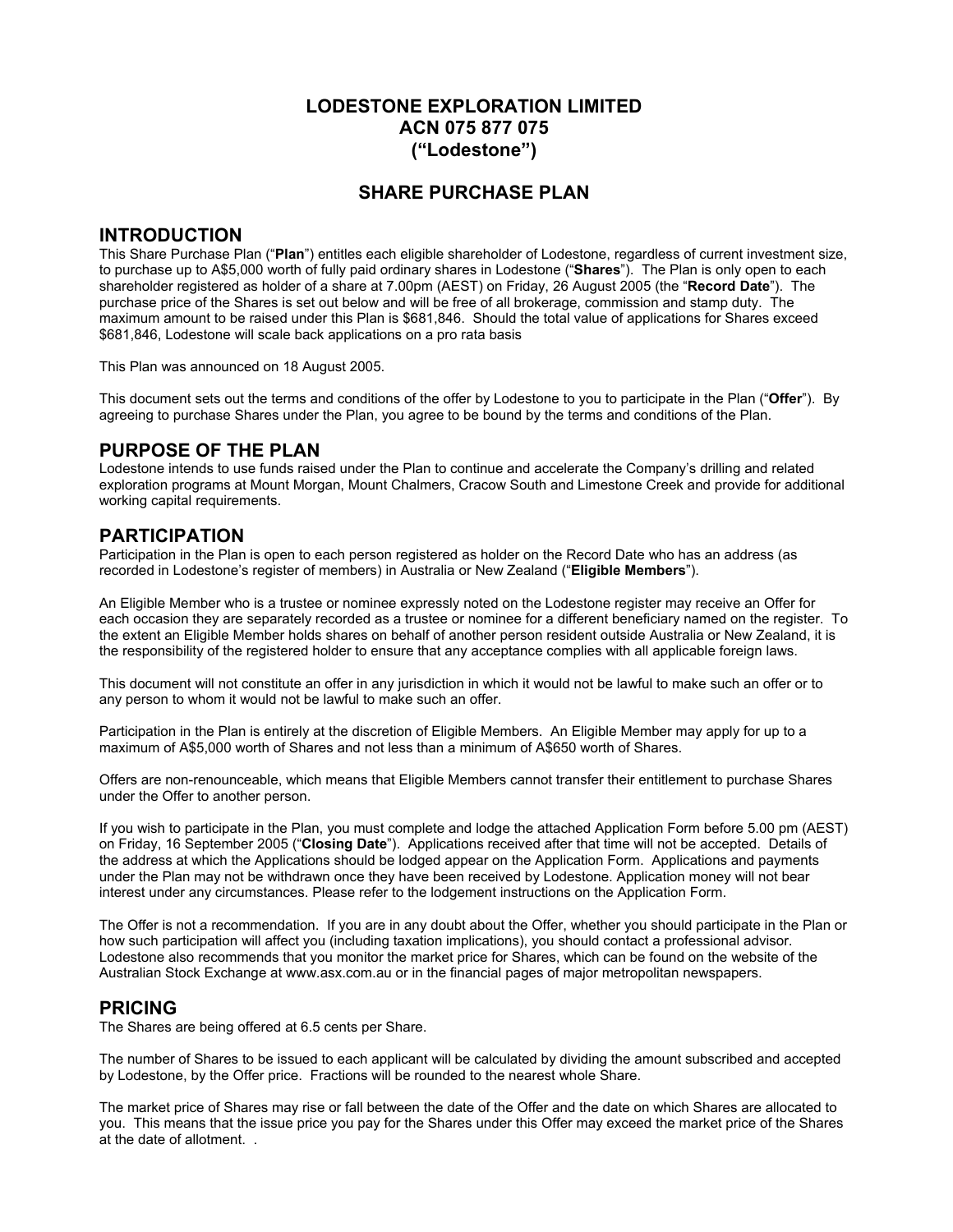# LODESTONE EXPLORATION LIMITED
# ACN 075 877 075
# ("Lodestone")

## SHARE PURCHASE PLAN

## INTRODUCTION

This Share Purchase Plan ("**Plan**") entitles each eligible shareholder of Lodestone, regardless of current investment size, to purchase up to A$5,000 worth of fully paid ordinary shares in Lodestone ("**Shares**"). The Plan is only open to each shareholder registered as holder of a share at 7.00pm (AEST) on Friday, 26 August 2005 (the "**Record Date**"). The purchase price of the Shares is set out below and will be free of all brokerage, commission and stamp duty. The maximum amount to be raised under this Plan is $681,846. Should the total value of applications for Shares exceed $681,846, Lodestone will scale back applications on a pro rata basis

This Plan was announced on 18 August 2005.

This document sets out the terms and conditions of the offer by Lodestone to you to participate in the Plan ("**Offer**"). By agreeing to purchase Shares under the Plan, you agree to be bound by the terms and conditions of the Plan.

## PURPOSE OF THE PLAN

Lodestone intends to use funds raised under the Plan to continue and accelerate the Company's drilling and related exploration programs at Mount Morgan, Mount Chalmers, Cracow South and Limestone Creek and provide for additional working capital requirements.

## PARTICIPATION

Participation in the Plan is open to each person registered as holder on the Record Date who has an address (as recorded in Lodestone's register of members) in Australia or New Zealand ("**Eligible Members**").

An Eligible Member who is a trustee or nominee expressly noted on the Lodestone register may receive an Offer for each occasion they are separately recorded as a trustee or nominee for a different beneficiary named on the register. To the extent an Eligible Member holds shares on behalf of another person resident outside Australia or New Zealand, it is the responsibility of the registered holder to ensure that any acceptance complies with all applicable foreign laws.

This document will not constitute an offer in any jurisdiction in which it would not be lawful to make such an offer or to any person to whom it would not be lawful to make such an offer.

Participation in the Plan is entirely at the discretion of Eligible Members. An Eligible Member may apply for up to a maximum of A$5,000 worth of Shares and not less than a minimum of A$650 worth of Shares.

Offers are non-renounceable, which means that Eligible Members cannot transfer their entitlement to purchase Shares under the Offer to another person.

If you wish to participate in the Plan, you must complete and lodge the attached Application Form before 5.00 pm (AEST) on Friday, 16 September 2005 ("**Closing Date**"). Applications received after that time will not be accepted. Details of the address at which the Applications should be lodged appear on the Application Form. Applications and payments under the Plan may not be withdrawn once they have been received by Lodestone. Application money will not bear interest under any circumstances. Please refer to the lodgement instructions on the Application Form.

The Offer is not a recommendation. If you are in any doubt about the Offer, whether you should participate in the Plan or how such participation will affect you (including taxation implications), you should contact a professional advisor. Lodestone also recommends that you monitor the market price for Shares, which can be found on the website of the Australian Stock Exchange at www.asx.com.au or in the financial pages of major metropolitan newspapers.

## PRICING

The Shares are being offered at 6.5 cents per Share.

The number of Shares to be issued to each applicant will be calculated by dividing the amount subscribed and accepted by Lodestone, by the Offer price. Fractions will be rounded to the nearest whole Share.

The market price of Shares may rise or fall between the date of the Offer and the date on which Shares are allocated to you. This means that the issue price you pay for the Shares under this Offer may exceed the market price of the Shares at the date of allotment. .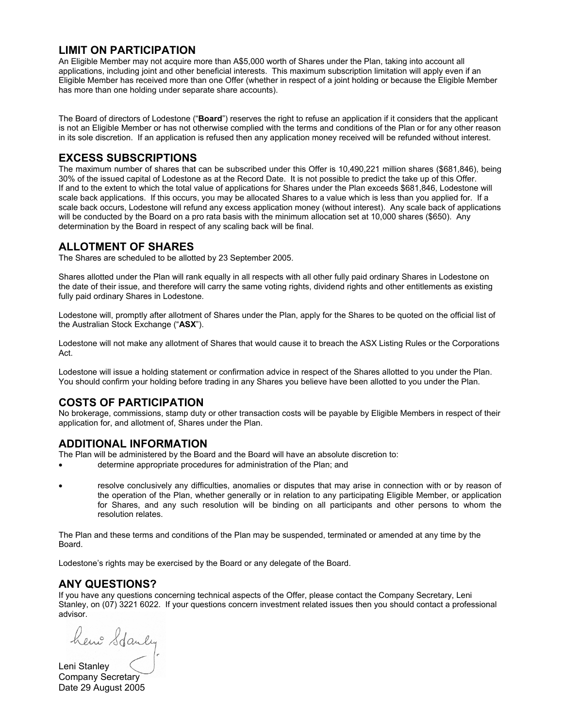## LIMIT ON PARTICIPATION

An Eligible Member may not acquire more than A$5,000 worth of Shares under the Plan, taking into account all applications, including joint and other beneficial interests. This maximum subscription limitation will apply even if an Eligible Member has received more than one Offer (whether in respect of a joint holding or because the Eligible Member has more than one holding under separate share accounts).

The Board of directors of Lodestone ("**Board**") reserves the right to refuse an application if it considers that the applicant is not an Eligible Member or has not otherwise complied with the terms and conditions of the Plan or for any other reason in its sole discretion. If an application is refused then any application money received will be refunded without interest.

## EXCESS SUBSCRIPTIONS

The maximum number of shares that can be subscribed under this Offer is 10,490,221 million shares ($681,846), being 30% of the issued capital of Lodestone as at the Record Date. It is not possible to predict the take up of this Offer. If and to the extent to which the total value of applications for Shares under the Plan exceeds $681,846, Lodestone will scale back applications. If this occurs, you may be allocated Shares to a value which is less than you applied for. If a scale back occurs, Lodestone will refund any excess application money (without interest). Any scale back of applications will be conducted by the Board on a pro rata basis with the minimum allocation set at 10,000 shares ($650). Any determination by the Board in respect of any scaling back will be final.

## ALLOTMENT OF SHARES

The Shares are scheduled to be allotted by 23 September 2005.

Shares allotted under the Plan will rank equally in all respects with all other fully paid ordinary Shares in Lodestone on the date of their issue, and therefore will carry the same voting rights, dividend rights and other entitlements as existing fully paid ordinary Shares in Lodestone.

Lodestone will, promptly after allotment of Shares under the Plan, apply for the Shares to be quoted on the official list of the Australian Stock Exchange ("**ASX**").

Lodestone will not make any allotment of Shares that would cause it to breach the ASX Listing Rules or the Corporations Act.

Lodestone will issue a holding statement or confirmation advice in respect of the Shares allotted to you under the Plan. You should confirm your holding before trading in any Shares you believe have been allotted to you under the Plan.

## COSTS OF PARTICIPATION

No brokerage, commissions, stamp duty or other transaction costs will be payable by Eligible Members in respect of their application for, and allotment of, Shares under the Plan.

## ADDITIONAL INFORMATION

The Plan will be administered by the Board and the Board will have an absolute discretion to:

- determine appropriate procedures for administration of the Plan; and
- resolve conclusively any difficulties, anomalies or disputes that may arise in connection with or by reason of the operation of the Plan, whether generally or in relation to any participating Eligible Member, or application for Shares, and any such resolution will be binding on all participants and other persons to whom the resolution relates.

The Plan and these terms and conditions of the Plan may be suspended, terminated or amended at any time by the Board.

Lodestone's rights may be exercised by the Board or any delegate of the Board.

## ANY QUESTIONS?

If you have any questions concerning technical aspects of the Offer, please contact the Company Secretary, Leni Stanley, on (07) 3221 6022. If your questions concern investment related issues then you should contact a professional advisor.

Leni Stanley
Company Secretary
Date 29 August 2005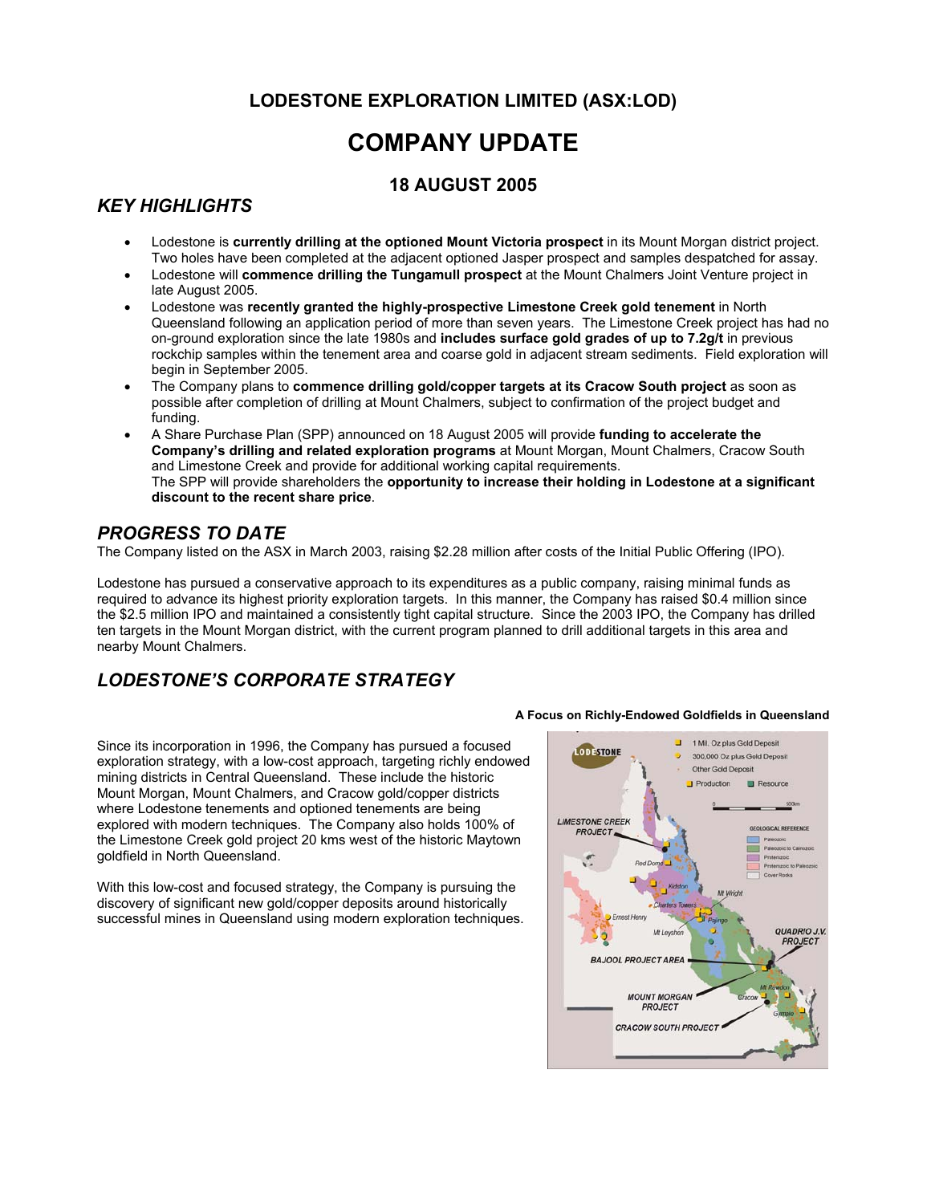## LODESTONE EXPLORATION LIMITED (ASX:LOD)

# COMPANY UPDATE

### 18 AUGUST 2005

## *KEY HIGHLIGHTS*

- Lodestone is **currently drilling at the optioned Mount Victoria prospect** in its Mount Morgan district project. Two holes have been completed at the adjacent optioned Jasper prospect and samples despatched for assay.
- Lodestone will **commence drilling the Tungamull prospect** at the Mount Chalmers Joint Venture project in late August 2005.
- Lodestone was **recently granted the highly-prospective Limestone Creek gold tenement** in North Queensland following an application period of more than seven years. The Limestone Creek project has had no on-ground exploration since the late 1980s and **includes surface gold grades of up to 7.2g/t** in previous rockchip samples within the tenement area and coarse gold in adjacent stream sediments. Field exploration will begin in September 2005.
- The Company plans to **commence drilling gold/copper targets at its Cracow South project** as soon as possible after completion of drilling at Mount Chalmers, subject to confirmation of the project budget and funding.
- A Share Purchase Plan (SPP) announced on 18 August 2005 will provide **funding to accelerate the Company's drilling and related exploration programs** at Mount Morgan, Mount Chalmers, Cracow South and Limestone Creek and provide for additional working capital requirements.
  The SPP will provide shareholders the **opportunity to increase their holding in Lodestone at a significant discount to the recent share price**.

## *PROGRESS TO DATE*

The Company listed on the ASX in March 2003, raising $2.28 million after costs of the Initial Public Offering (IPO).

Lodestone has pursued a conservative approach to its expenditures as a public company, raising minimal funds as required to advance its highest priority exploration targets. In this manner, the Company has raised $0.4 million since the $2.5 million IPO and maintained a consistently tight capital structure. Since the 2003 IPO, the Company has drilled ten targets in the Mount Morgan district, with the current program planned to drill additional targets in this area and nearby Mount Chalmers.

## *LODESTONE'S CORPORATE STRATEGY*

Since its incorporation in 1996, the Company has pursued a focused exploration strategy, with a low-cost approach, targeting richly endowed mining districts in Central Queensland. These include the historic Mount Morgan, Mount Chalmers, and Cracow gold/copper districts where Lodestone tenements and optioned tenements are being explored with modern techniques. The Company also holds 100% of the Limestone Creek gold project 20 kms west of the historic Maytown goldfield in North Queensland.

With this low-cost and focused strategy, the Company is pursuing the discovery of significant new gold/copper deposits around historically successful mines in Queensland using modern exploration techniques.

**A Focus on Richly-Endowed Goldfields in Queensland**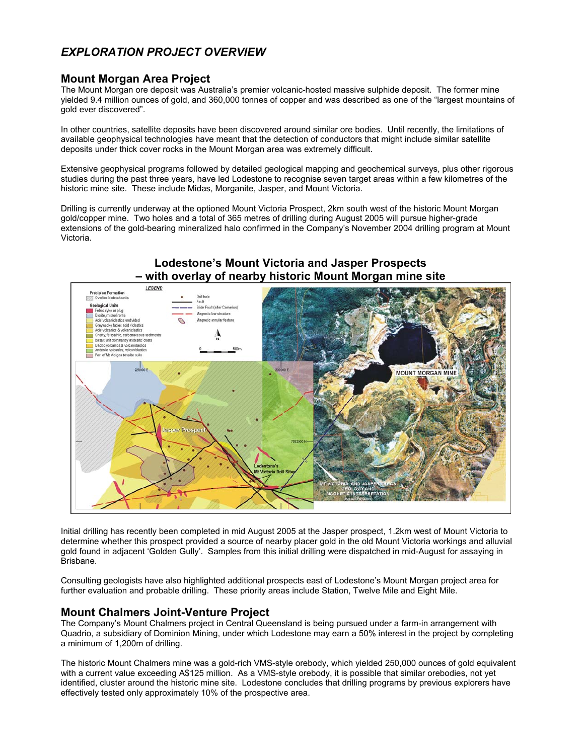## *EXPLORATION PROJECT OVERVIEW*

### Mount Morgan Area Project

The Mount Morgan ore deposit was Australia's premier volcanic-hosted massive sulphide deposit. The former mine yielded 9.4 million ounces of gold, and 360,000 tonnes of copper and was described as one of the "largest mountains of gold ever discovered".

In other countries, satellite deposits have been discovered around similar ore bodies. Until recently, the limitations of available geophysical technologies have meant that the detection of conductors that might include similar satellite deposits under thick cover rocks in the Mount Morgan area was extremely difficult.

Extensive geophysical programs followed by detailed geological mapping and geochemical surveys, plus other rigorous studies during the past three years, have led Lodestone to recognise seven target areas within a few kilometres of the historic mine site. These include Midas, Morganite, Jasper, and Mount Victoria.

Drilling is currently underway at the optioned Mount Victoria Prospect, 2km south west of the historic Mount Morgan gold/copper mine. Two holes and a total of 365 metres of drilling during August 2005 will pursue higher-grade extensions of the gold-bearing mineralized halo confirmed in the Company's November 2004 drilling program at Mount Victoria.

**Lodestone's Mount Victoria and Jasper Prospects – with overlay of nearby historic Mount Morgan mine site**

Initial drilling has recently been completed in mid August 2005 at the Jasper prospect, 1.2km west of Mount Victoria to determine whether this prospect provided a source of nearby placer gold in the old Mount Victoria workings and alluvial gold found in adjacent 'Golden Gully'. Samples from this initial drilling were dispatched in mid-August for assaying in Brisbane.

Consulting geologists have also highlighted additional prospects east of Lodestone's Mount Morgan project area for further evaluation and probable drilling. These priority areas include Station, Twelve Mile and Eight Mile.

### Mount Chalmers Joint-Venture Project

The Company's Mount Chalmers project in Central Queensland is being pursued under a farm-in arrangement with Quadrio, a subsidiary of Dominion Mining, under which Lodestone may earn a 50% interest in the project by completing a minimum of 1,200m of drilling.

The historic Mount Chalmers mine was a gold-rich VMS-style orebody, which yielded 250,000 ounces of gold equivalent with a current value exceeding A$125 million. As a VMS-style orebody, it is possible that similar orebodies, not yet identified, cluster around the historic mine site. Lodestone concludes that drilling programs by previous explorers have effectively tested only approximately 10% of the prospective area.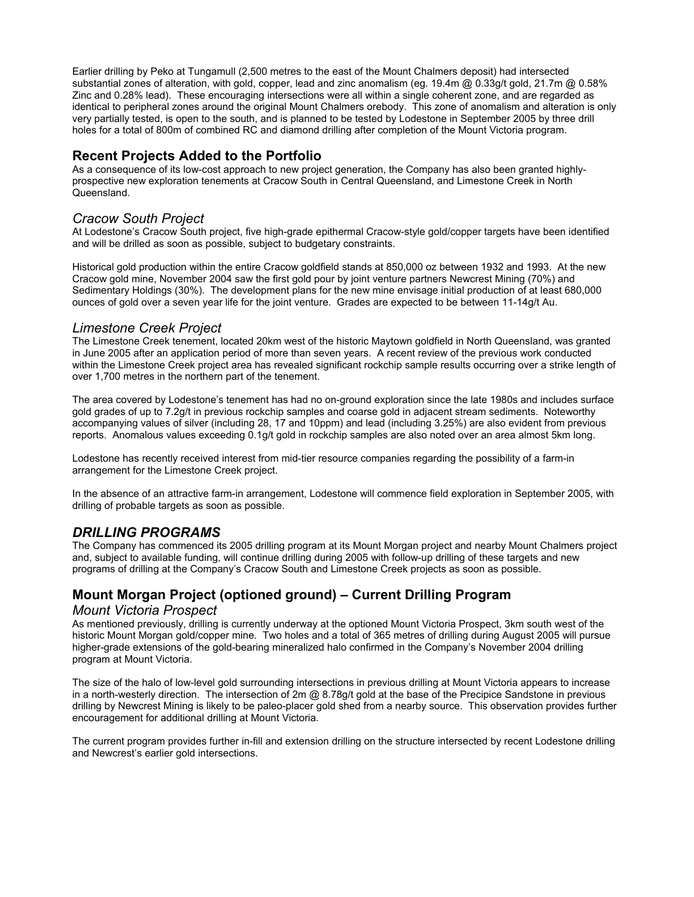Earlier drilling by Peko at Tungamull (2,500 metres to the east of the Mount Chalmers deposit) had intersected substantial zones of alteration, with gold, copper, lead and zinc anomalism (eg. 19.4m @ 0.33g/t gold, 21.7m @ 0.58% Zinc and 0.28% lead). These encouraging intersections were all within a single coherent zone, and are regarded as identical to peripheral zones around the original Mount Chalmers orebody. This zone of anomalism and alteration is only very partially tested, is open to the south, and is planned to be tested by Lodestone in September 2005 by three drill holes for a total of 800m of combined RC and diamond drilling after completion of the Mount Victoria program.

## Recent Projects Added to the Portfolio

As a consequence of its low-cost approach to new project generation, the Company has also been granted highly-prospective new exploration tenements at Cracow South in Central Queensland, and Limestone Creek in North Queensland.

### *Cracow South Project*

At Lodestone's Cracow South project, five high-grade epithermal Cracow-style gold/copper targets have been identified and will be drilled as soon as possible, subject to budgetary constraints.

Historical gold production within the entire Cracow goldfield stands at 850,000 oz between 1932 and 1993. At the new Cracow gold mine, November 2004 saw the first gold pour by joint venture partners Newcrest Mining (70%) and Sedimentary Holdings (30%). The development plans for the new mine envisage initial production of at least 680,000 ounces of gold over a seven year life for the joint venture. Grades are expected to be between 11-14g/t Au.

### *Limestone Creek Project*

The Limestone Creek tenement, located 20km west of the historic Maytown goldfield in North Queensland, was granted in June 2005 after an application period of more than seven years. A recent review of the previous work conducted within the Limestone Creek project area has revealed significant rockchip sample results occurring over a strike length of over 1,700 metres in the northern part of the tenement.

The area covered by Lodestone's tenement has had no on-ground exploration since the late 1980s and includes surface gold grades of up to 7.2g/t in previous rockchip samples and coarse gold in adjacent stream sediments. Noteworthy accompanying values of silver (including 28, 17 and 10ppm) and lead (including 3.25%) are also evident from previous reports. Anomalous values exceeding 0.1g/t gold in rockchip samples are also noted over an area almost 5km long.

Lodestone has recently received interest from mid-tier resource companies regarding the possibility of a farm-in arrangement for the Limestone Creek project.

In the absence of an attractive farm-in arrangement, Lodestone will commence field exploration in September 2005, with drilling of probable targets as soon as possible.

## *DRILLING PROGRAMS*

The Company has commenced its 2005 drilling program at its Mount Morgan project and nearby Mount Chalmers project and, subject to available funding, will continue drilling during 2005 with follow-up drilling of these targets and new programs of drilling at the Company's Cracow South and Limestone Creek projects as soon as possible.

## Mount Morgan Project (optioned ground) – Current Drilling Program

### *Mount Victoria Prospect*

As mentioned previously, drilling is currently underway at the optioned Mount Victoria Prospect, 3km south west of the historic Mount Morgan gold/copper mine. Two holes and a total of 365 metres of drilling during August 2005 will pursue higher-grade extensions of the gold-bearing mineralized halo confirmed in the Company's November 2004 drilling program at Mount Victoria.

The size of the halo of low-level gold surrounding intersections in previous drilling at Mount Victoria appears to increase in a north-westerly direction. The intersection of 2m @ 8.78g/t gold at the base of the Precipice Sandstone in previous drilling by Newcrest Mining is likely to be paleo-placer gold shed from a nearby source. This observation provides further encouragement for additional drilling at Mount Victoria.

The current program provides further in-fill and extension drilling on the structure intersected by recent Lodestone drilling and Newcrest's earlier gold intersections.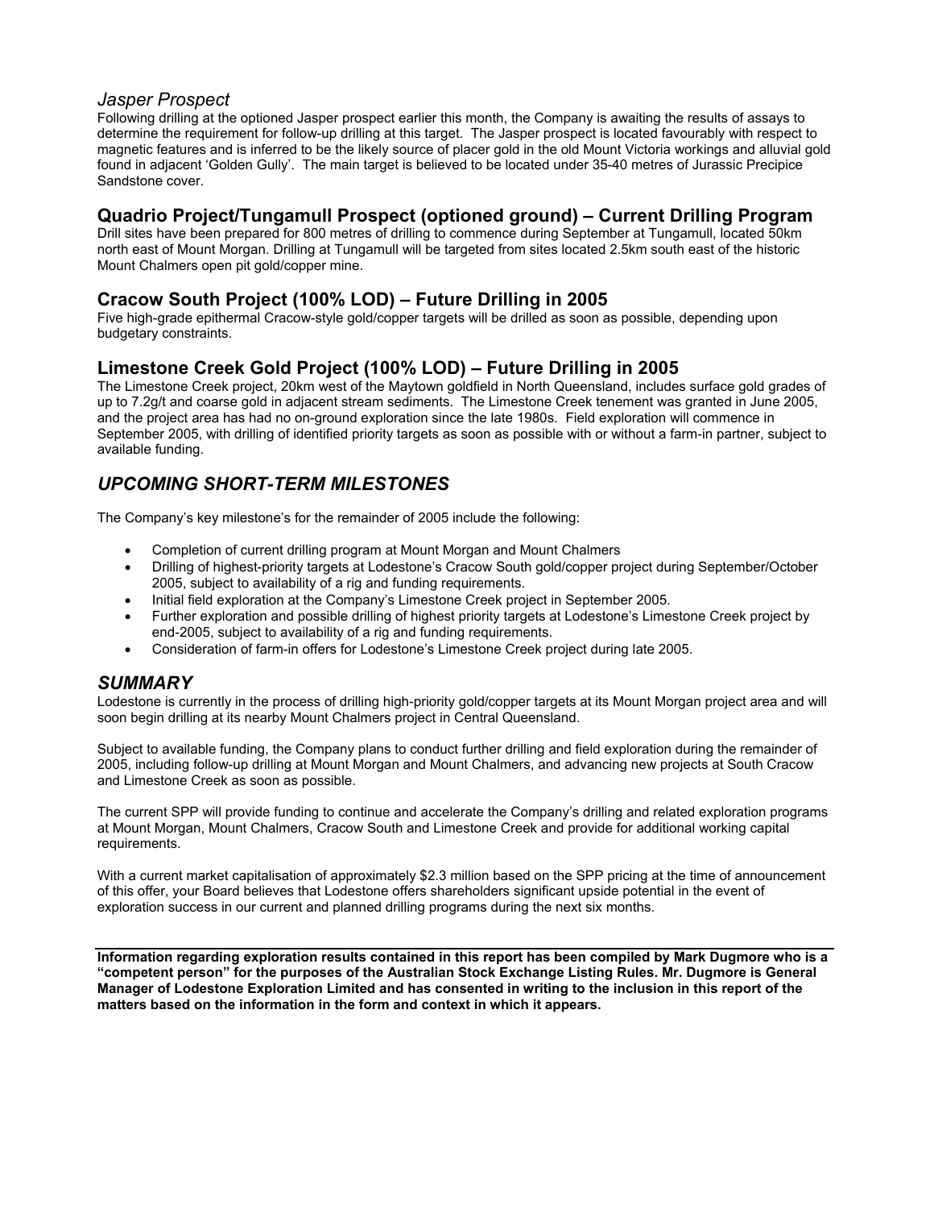### *Jasper Prospect*

Following drilling at the optioned Jasper prospect earlier this month, the Company is awaiting the results of assays to determine the requirement for follow-up drilling at this target. The Jasper prospect is located favourably with respect to magnetic features and is inferred to be the likely source of placer gold in the old Mount Victoria workings and alluvial gold found in adjacent 'Golden Gully'. The main target is believed to be located under 35-40 metres of Jurassic Precipice Sandstone cover.

## Quadrio Project/Tungamull Prospect (optioned ground) – Current Drilling Program

Drill sites have been prepared for 800 metres of drilling to commence during September at Tungamull, located 50km north east of Mount Morgan. Drilling at Tungamull will be targeted from sites located 2.5km south east of the historic Mount Chalmers open pit gold/copper mine.

## Cracow South Project (100% LOD) – Future Drilling in 2005

Five high-grade epithermal Cracow-style gold/copper targets will be drilled as soon as possible, depending upon budgetary constraints.

## Limestone Creek Gold Project (100% LOD) – Future Drilling in 2005

The Limestone Creek project, 20km west of the Maytown goldfield in North Queensland, includes surface gold grades of up to 7.2g/t and coarse gold in adjacent stream sediments. The Limestone Creek tenement was granted in June 2005, and the project area has had no on-ground exploration since the late 1980s. Field exploration will commence in September 2005, with drilling of identified priority targets as soon as possible with or without a farm-in partner, subject to available funding.

## *UPCOMING SHORT-TERM MILESTONES*

The Company's key milestone's for the remainder of 2005 include the following:

- Completion of current drilling program at Mount Morgan and Mount Chalmers
- Drilling of highest-priority targets at Lodestone's Cracow South gold/copper project during September/October 2005, subject to availability of a rig and funding requirements.
- Initial field exploration at the Company's Limestone Creek project in September 2005.
- Further exploration and possible drilling of highest priority targets at Lodestone's Limestone Creek project by end-2005, subject to availability of a rig and funding requirements.
- Consideration of farm-in offers for Lodestone's Limestone Creek project during late 2005.

## *SUMMARY*

Lodestone is currently in the process of drilling high-priority gold/copper targets at its Mount Morgan project area and will soon begin drilling at its nearby Mount Chalmers project in Central Queensland.

Subject to available funding, the Company plans to conduct further drilling and field exploration during the remainder of 2005, including follow-up drilling at Mount Morgan and Mount Chalmers, and advancing new projects at South Cracow and Limestone Creek as soon as possible.

The current SPP will provide funding to continue and accelerate the Company's drilling and related exploration programs at Mount Morgan, Mount Chalmers, Cracow South and Limestone Creek and provide for additional working capital requirements.

With a current market capitalisation of approximately $2.3 million based on the SPP pricing at the time of announcement of this offer, your Board believes that Lodestone offers shareholders significant upside potential in the event of exploration success in our current and planned drilling programs during the next six months.

---

**Information regarding exploration results contained in this report has been compiled by Mark Dugmore who is a "competent person" for the purposes of the Australian Stock Exchange Listing Rules. Mr. Dugmore is General Manager of Lodestone Exploration Limited and has consented in writing to the inclusion in this report of the matters based on the information in the form and context in which it appears.**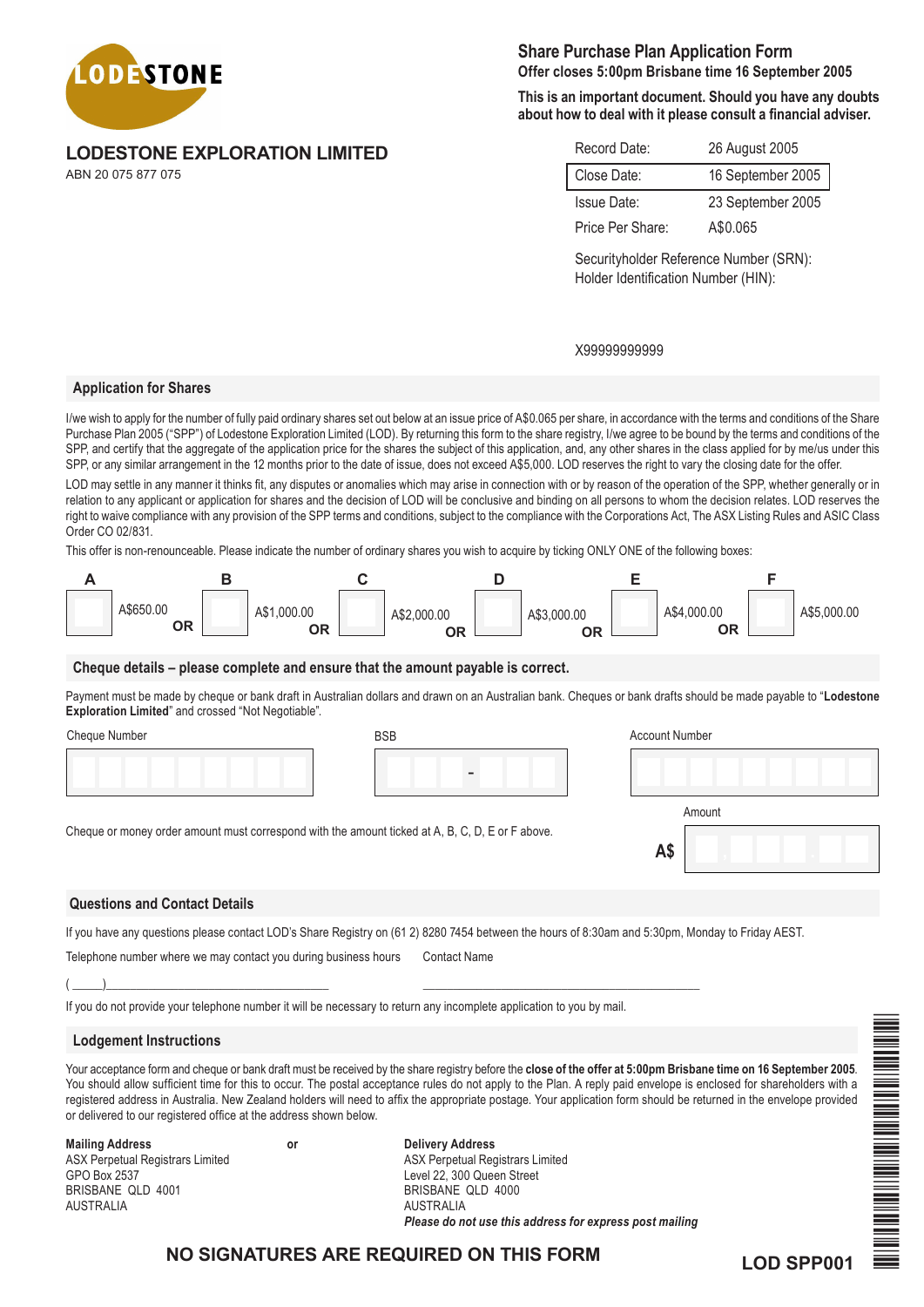LODESTONE

# LODESTONE EXPLORATION LIMITED

ABN 20 075 877 075

## Share Purchase Plan Application Form

**Offer closes 5:00pm Brisbane time 16 September 2005**

**This is an important document. Should you have any doubts about how to deal with it please consult a financial adviser.**

| | |
|---|---|
| Record Date: | 26 August 2005 |
| Close Date: | 16 September 2005 |
| Issue Date: | 23 September 2005 |
| Price Per Share: | A$0.065 |

Securityholder Reference Number (SRN):
Holder Identification Number (HIN):

X99999999999

## Application for Shares

I/we wish to apply for the number of fully paid ordinary shares set out below at an issue price of A$0.065 per share, in accordance with the terms and conditions of the Share Purchase Plan 2005 ("SPP") of Lodestone Exploration Limited (LOD). By returning this form to the share registry, I/we agree to be bound by the terms and conditions of the SPP, and certify that the aggregate of the application price for the shares the subject of this application, and, any other shares in the class applied for by me/us under this SPP, or any similar arrangement in the 12 months prior to the date of issue, does not exceed A$5,000. LOD reserves the right to vary the closing date for the offer.

LOD may settle in any manner it thinks fit, any disputes or anomalies which may arise in connection with or by reason of the operation of the SPP, whether generally or in relation to any applicant or application for shares and the decision of LOD will be conclusive and binding on all persons to whom the decision relates. LOD reserves the right to waive compliance with any provision of the SPP terms and conditions, subject to the compliance with the Corporations Act, The ASX Listing Rules and ASIC Class Order CO 02/831.

This offer is non-renounceable. Please indicate the number of ordinary shares you wish to acquire by ticking ONLY ONE of the following boxes:

| A | | B | | C | | D | | E | | F |
|---|---|---|---|---|---|---|---|---|---|---|
| ☐ A$650.00 | **OR** | ☐ A$1,000.00 | **OR** | ☐ A$2,000.00 | **OR** | ☐ A$3,000.00 | **OR** | ☐ A$4,000.00 | **OR** | ☐ A$5,000.00 |

## Cheque details – please complete and ensure that the amount payable is correct.

Payment must be made by cheque or bank draft in Australian dollars and drawn on an Australian bank. Cheques or bank drafts should be made payable to "**Lodestone Exploration Limited**" and crossed "Not Negotiable".

Cheque Number

BSB

Account Number

Cheque or money order amount must correspond with the amount ticked at A, B, C, D, E or F above.

Amount

**A$**

## Questions and Contact Details

If you have any questions please contact LOD's Share Registry on (61 2) 8280 7454 between the hours of 8:30am and 5:30pm, Monday to Friday AEST.

Telephone number where we may contact you during business hours

( \_\_\_\_\_)\_\_\_\_\_\_\_\_\_\_\_\_\_\_\_\_\_\_\_\_\_\_\_\_\_\_\_\_\_\_\_\_\_\_

Contact Name

\_\_\_\_\_\_\_\_\_\_\_\_\_\_\_\_\_\_\_\_\_\_\_\_\_\_\_\_\_\_\_\_\_\_\_\_\_\_\_\_\_\_\_\_

If you do not provide your telephone number it will be necessary to return any incomplete application to you by mail.

## Lodgement Instructions

Your acceptance form and cheque or bank draft must be received by the share registry before the **close of the offer at 5:00pm Brisbane time on 16 September 2005**. You should allow sufficient time for this to occur. The postal acceptance rules do not apply to the Plan. A reply paid envelope is enclosed for shareholders with a registered address in Australia. New Zealand holders will need to affix the appropriate postage. Your application form should be returned in the envelope provided or delivered to our registered office at the address shown below.

**Mailing Address**
ASX Perpetual Registrars Limited
GPO Box 2537
BRISBANE QLD 4001
AUSTRALIA

**or**

**Delivery Address**
ASX Perpetual Registrars Limited
Level 22, 300 Queen Street
BRISBANE QLD 4000
AUSTRALIA
***Please do not use this address for express post mailing***

**NO SIGNATURES ARE REQUIRED ON THIS FORM**

**LOD SPP001**